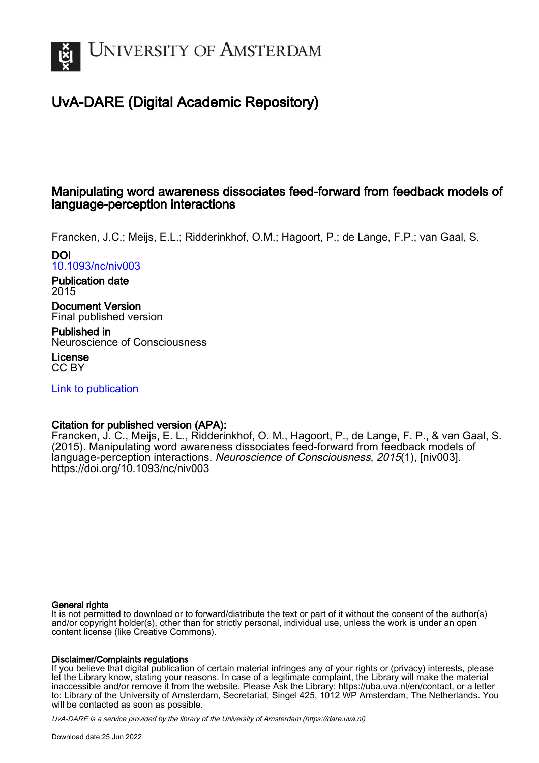# University of Amsterdam

## UvA-DARE (Digital Academic Repository)

### Manipulating word awareness dissociates feed-forward from feedback models of language-perception interactions

Francken, J.C.; Meijs, E.L.; Ridderinkhof, O.M.; Hagoort, P.; de Lange, F.P.; van Gaal, S.

**DOI**
10.1093/nc/niv003

**Publication date**
2015

**Document Version**
Final published version

**Published in**
Neuroscience of Consciousness

**License**
CC BY

Link to publication

**Citation for published version (APA):**
Francken, J. C., Meijs, E. L., Ridderinkhof, O. M., Hagoort, P., de Lange, F. P., & van Gaal, S. (2015). Manipulating word awareness dissociates feed-forward from feedback models of language-perception interactions. *Neuroscience of Consciousness*, *2015*(1), [niv003]. https://doi.org/10.1093/nc/niv003

**General rights**
It is not permitted to download or to forward/distribute the text or part of it without the consent of the author(s) and/or copyright holder(s), other than for strictly personal, individual use, unless the work is under an open content license (like Creative Commons).

**Disclaimer/Complaints regulations**
If you believe that digital publication of certain material infringes any of your rights or (privacy) interests, please let the Library know, stating your reasons. In case of a legitimate complaint, the Library will make the material inaccessible and/or remove it from the website. Please Ask the Library: https://uba.uva.nl/en/contact, or a letter to: Library of the University of Amsterdam, Secretariat, Singel 425, 1012 WP Amsterdam, The Netherlands. You will be contacted as soon as possible.

*UvA-DARE is a service provided by the library of the University of Amsterdam (https://dare.uva.nl)*

Download date:25 Jun 2022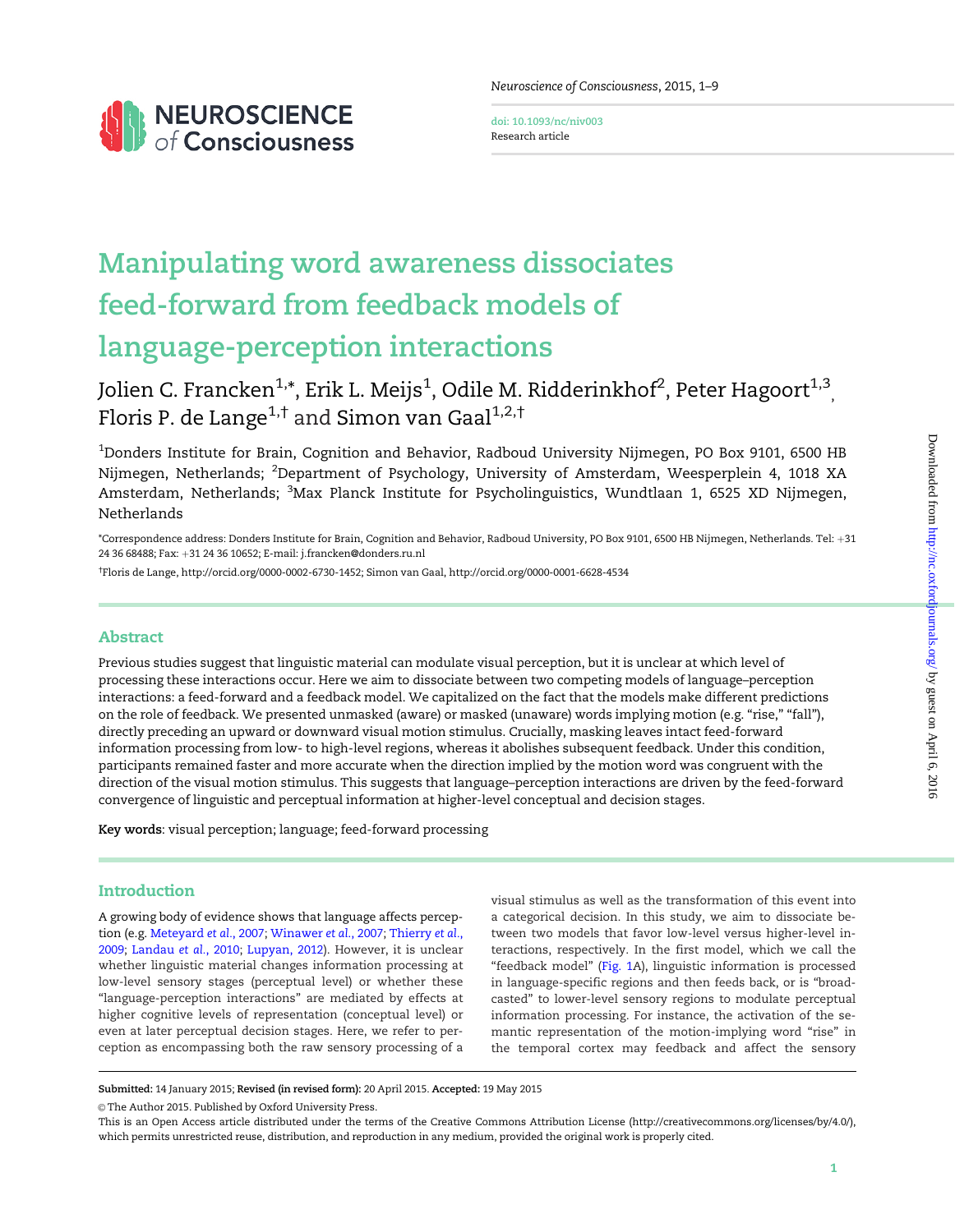# Manipulating word awareness dissociates feed-forward from feedback models of language-perception interactions

Jolien C. Francken[1,*], Erik L. Meijs[1], Odile M. Ridderinkhof[2], Peter Hagoort[1,3], Floris P. de Lange[1,†] and Simon van Gaal[1,2,†]

[1]Donders Institute for Brain, Cognition and Behavior, Radboud University Nijmegen, PO Box 9101, 6500 HB Nijmegen, Netherlands; [2]Department of Psychology, University of Amsterdam, Weesperplein 4, 1018 XA Amsterdam, Netherlands; [3]Max Planck Institute for Psycholinguistics, Wundtlaan 1, 6525 XD Nijmegen, Netherlands

*Correspondence address: Donders Institute for Brain, Cognition and Behavior, Radboud University, PO Box 9101, 6500 HB Nijmegen, Netherlands. Tel: +31 24 36 68488; Fax: +31 24 36 10652; E-mail: j.francken@donders.ru.nl

†Floris de Lange, http://orcid.org/0000-0002-6730-1452; Simon van Gaal, http://orcid.org/0000-0001-6628-4534

## Abstract

Previous studies suggest that linguistic material can modulate visual perception, but it is unclear at which level of processing these interactions occur. Here we aim to dissociate between two competing models of language–perception interactions: a feed-forward and a feedback model. We capitalized on the fact that the models make different predictions on the role of feedback. We presented unmasked (aware) or masked (unaware) words implying motion (e.g. "rise," "fall"), directly preceding an upward or downward visual motion stimulus. Crucially, masking leaves intact feed-forward information processing from low- to high-level regions, whereas it abolishes subsequent feedback. Under this condition, participants remained faster and more accurate when the direction implied by the motion word was congruent with the direction of the visual motion stimulus. This suggests that language–perception interactions are driven by the feed-forward convergence of linguistic and perceptual information at higher-level conceptual and decision stages.

**Key words**: visual perception; language; feed-forward processing

## Introduction

A growing body of evidence shows that language affects perception (e.g. Meteyard *et al.*, 2007; Winawer *et al.*, 2007; Thierry *et al.*, 2009; Landau *et al.*, 2010; Lupyan, 2012). However, it is unclear whether linguistic material changes information processing at low-level sensory stages (perceptual level) or whether these "language-perception interactions" are mediated by effects at higher cognitive levels of representation (conceptual level) or even at later perceptual decision stages. Here, we refer to perception as encompassing both the raw sensory processing of a visual stimulus as well as the transformation of this event into a categorical decision. In this study, we aim to dissociate between two models that favor low-level versus higher-level interactions, respectively. In the first model, which we call the "feedback model" (Fig. 1A), linguistic information is processed in language-specific regions and then feeds back, or is "broadcasted" to lower-level sensory regions to modulate perceptual information processing. For instance, the activation of the semantic representation of the motion-implying word "rise" in the temporal cortex may feedback and affect the sensory

**Submitted:** 14 January 2015; **Revised (in revised form):** 20 April 2015. **Accepted:** 19 May 2015

© The Author 2015. Published by Oxford University Press.

This is an Open Access article distributed under the terms of the Creative Commons Attribution License (http://creativecommons.org/licenses/by/4.0/), which permits unrestricted reuse, distribution, and reproduction in any medium, provided the original work is properly cited.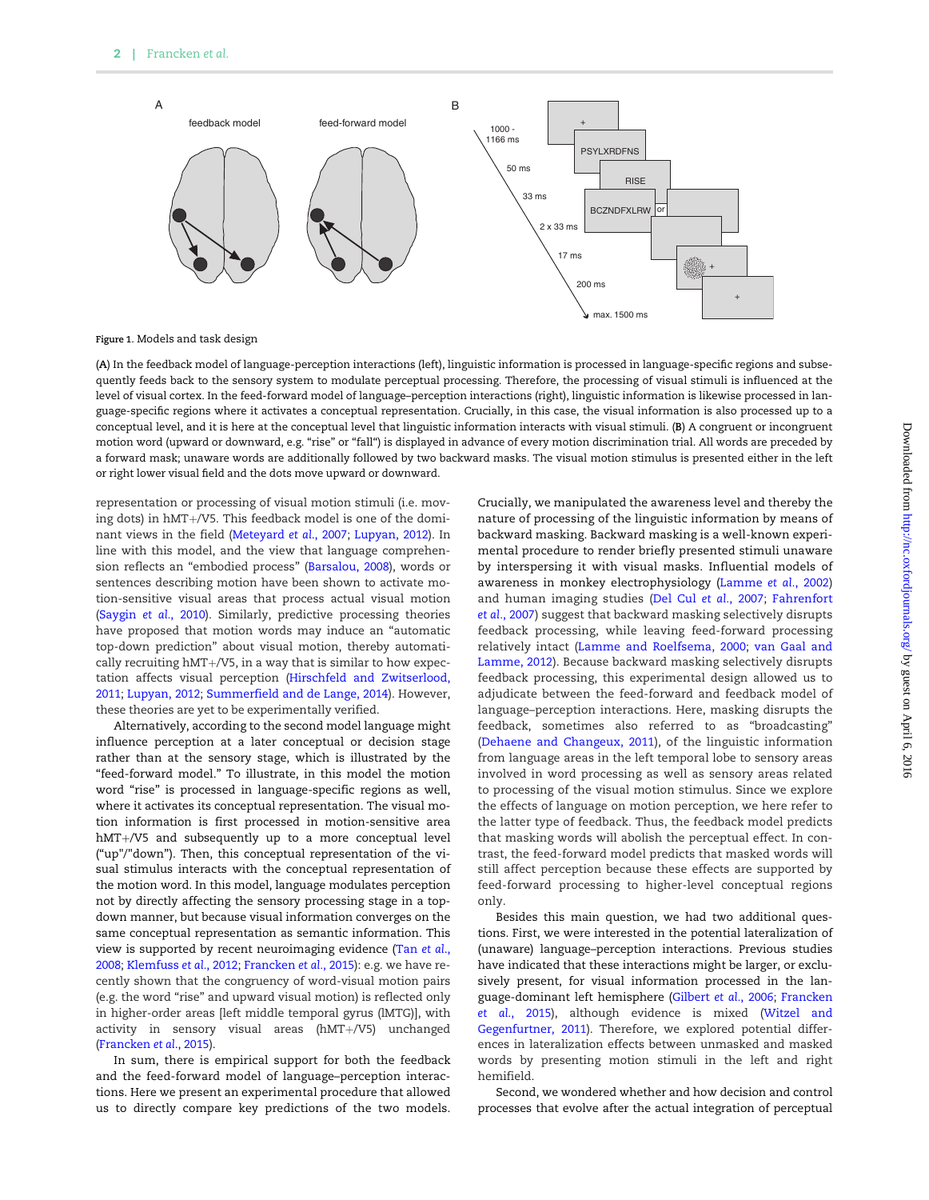Figure 1. Models and task design

(A) In the feedback model of language-perception interactions (left), linguistic information is processed in language-specific regions and subsequently feeds back to the sensory system to modulate perceptual processing. Therefore, the processing of visual stimuli is influenced at the level of visual cortex. In the feed-forward model of language–perception interactions (right), linguistic information is likewise processed in language-specific regions where it activates a conceptual representation. Crucially, in this case, the visual information is also processed up to a conceptual level, and it is here at the conceptual level that linguistic information interacts with visual stimuli. (B) A congruent or incongruent motion word (upward or downward, e.g. "rise" or "fall") is displayed in advance of every motion discrimination trial. All words are preceded by a forward mask; unaware words are additionally followed by two backward masks. The visual motion stimulus is presented either in the left or right lower visual field and the dots move upward or downward.

representation or processing of visual motion stimuli (i.e. moving dots) in hMT+/V5. This feedback model is one of the dominant views in the field (Meteyard et al., 2007; Lupyan, 2012). In line with this model, and the view that language comprehension reflects an "embodied process" (Barsalou, 2008), words or sentences describing motion have been shown to activate motion-sensitive visual areas that process actual visual motion (Saygin et al., 2010). Similarly, predictive processing theories have proposed that motion words may induce an "automatic top-down prediction" about visual motion, thereby automatically recruiting hMT+/V5, in a way that is similar to how expectation affects visual perception (Hirschfeld and Zwitserlood, 2011; Lupyan, 2012; Summerfield and de Lange, 2014). However, these theories are yet to be experimentally verified.

Alternatively, according to the second model language might influence perception at a later conceptual or decision stage rather than at the sensory stage, which is illustrated by the "feed-forward model." To illustrate, in this model the motion word "rise" is processed in language-specific regions as well, where it activates its conceptual representation. The visual motion information is first processed in motion-sensitive area hMT+/V5 and subsequently up to a more conceptual level ("up"/"down"). Then, this conceptual representation of the visual stimulus interacts with the conceptual representation of the motion word. In this model, language modulates perception not by directly affecting the sensory processing stage in a top-down manner, but because visual information converges on the same conceptual representation as semantic information. This view is supported by recent neuroimaging evidence (Tan et al., 2008; Klemfuss et al., 2012; Francken et al., 2015): e.g. we have recently shown that the congruency of word-visual motion pairs (e.g. the word "rise" and upward visual motion) is reflected only in higher-order areas [left middle temporal gyrus (lMTG)], with activity in sensory visual areas (hMT+/V5) unchanged (Francken et al., 2015).

In sum, there is empirical support for both the feedback and the feed-forward model of language–perception interactions. Here we present an experimental procedure that allowed us to directly compare key predictions of the two models. Crucially, we manipulated the awareness level and thereby the nature of processing of the linguistic information by means of backward masking. Backward masking is a well-known experimental procedure to render briefly presented stimuli unaware by interspersing it with visual masks. Influential models of awareness in monkey electrophysiology (Lamme et al., 2002) and human imaging studies (Del Cul et al., 2007; Fahrenfort et al., 2007) suggest that backward masking selectively disrupts feedback processing, while leaving feed-forward processing relatively intact (Lamme and Roelfsema, 2000; van Gaal and Lamme, 2012). Because backward masking selectively disrupts feedback processing, this experimental design allowed us to adjudicate between the feed-forward and feedback model of language–perception interactions. Here, masking disrupts the feedback, sometimes also referred to as "broadcasting" (Dehaene and Changeux, 2011), of the linguistic information from language areas in the left temporal lobe to sensory areas involved in word processing as well as sensory areas related to processing of the visual motion stimulus. Since we explore the effects of language on motion perception, we here refer to the latter type of feedback. Thus, the feedback model predicts that masking words will abolish the perceptual effect. In contrast, the feed-forward model predicts that masked words will still affect perception because these effects are supported by feed-forward processing to higher-level conceptual regions only.

Besides this main question, we had two additional questions. First, we were interested in the potential lateralization of (unaware) language–perception interactions. Previous studies have indicated that these interactions might be larger, or exclusively present, for visual information processed in the language-dominant left hemisphere (Gilbert et al., 2006; Francken et al., 2015), although evidence is mixed (Witzel and Gegenfurtner, 2011). Therefore, we explored potential differences in lateralization effects between unmasked and masked words by presenting motion stimuli in the left and right hemifield.

Second, we wondered whether and how decision and control processes that evolve after the actual integration of perceptual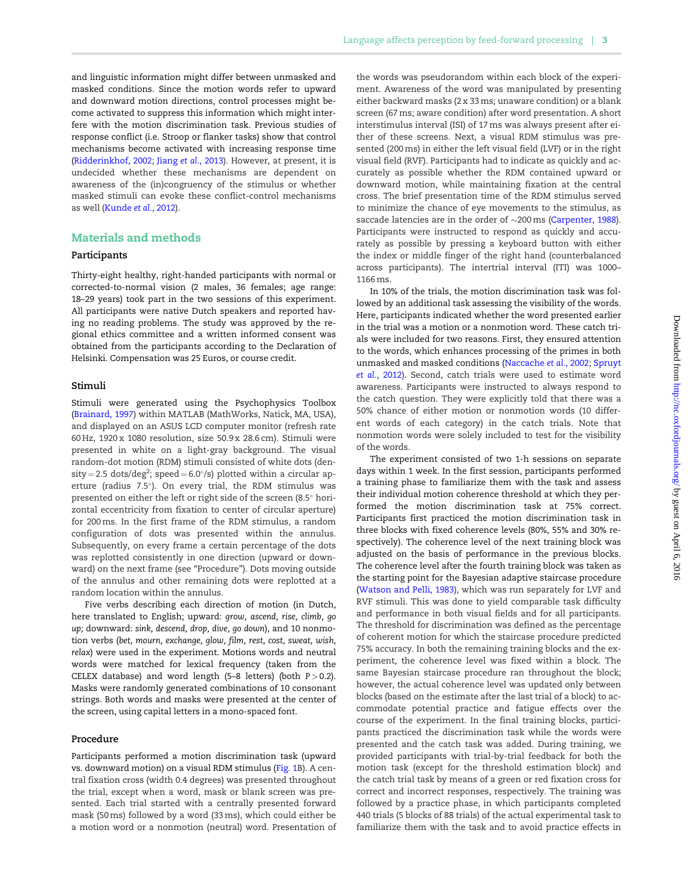and linguistic information might differ between unmasked and masked conditions. Since the motion words refer to upward and downward motion directions, control processes might become activated to suppress this information which might interfere with the motion discrimination task. Previous studies of response conflict (i.e. Stroop or flanker tasks) show that control mechanisms become activated with increasing response time (Ridderinkhof, 2002; Jiang *et al.*, 2013). However, at present, it is undecided whether these mechanisms are dependent on awareness of the (in)congruency of the stimulus or whether masked stimuli can evoke these conflict-control mechanisms as well (Kunde *et al.*, 2012).

## Materials and methods

### Participants

Thirty-eight healthy, right-handed participants with normal or corrected-to-normal vision (2 males, 36 females; age range: 18–29 years) took part in the two sessions of this experiment. All participants were native Dutch speakers and reported having no reading problems. The study was approved by the regional ethics committee and a written informed consent was obtained from the participants according to the Declaration of Helsinki. Compensation was 25 Euros, or course credit.

### Stimuli

Stimuli were generated using the Psychophysics Toolbox (Brainard, 1997) within MATLAB (MathWorks, Natick, MA, USA), and displayed on an ASUS LCD computer monitor (refresh rate 60 Hz, 1920 x 1080 resolution, size 50.9 x 28.6 cm). Stimuli were presented in white on a light-gray background. The visual random-dot motion (RDM) stimuli consisted of white dots (density = 2.5 dots/deg$^2$; speed = 6.0°/s) plotted within a circular aperture (radius 7.5°). On every trial, the RDM stimulus was presented on either the left or right side of the screen (8.5° horizontal eccentricity from fixation to center of circular aperture) for 200 ms. In the first frame of the RDM stimulus, a random configuration of dots was presented within the annulus. Subsequently, on every frame a certain percentage of the dots was replotted consistently in one direction (upward or downward) on the next frame (see "Procedure"). Dots moving outside of the annulus and other remaining dots were replotted at a random location within the annulus.

Five verbs describing each direction of motion (in Dutch, here translated to English; upward: *grow, ascend, rise, climb, go up;* downward: *sink, descend, drop, dive, go down*), and 10 nonmotion verbs (*bet, mourn, exchange, glow, film, rest, cost, sweat, wish, relax*) were used in the experiment. Motions words and neutral words were matched for lexical frequency (taken from the CELEX database) and word length (5–8 letters) (both $P > 0.2$). Masks were randomly generated combinations of 10 consonant strings. Both words and masks were presented at the center of the screen, using capital letters in a mono-spaced font.

### Procedure

Participants performed a motion discrimination task (upward vs. downward motion) on a visual RDM stimulus (Fig. 1B). A central fixation cross (width 0.4 degrees) was presented throughout the trial, except when a word, mask or blank screen was presented. Each trial started with a centrally presented forward mask (50 ms) followed by a word (33 ms), which could either be a motion word or a nonmotion (neutral) word. Presentation of the words was pseudorandom within each block of the experiment. Awareness of the word was manipulated by presenting either backward masks (2 x 33 ms; unaware condition) or a blank screen (67 ms; aware condition) after word presentation. A short interstimulus interval (ISI) of 17 ms was always present after either of these screens. Next, a visual RDM stimulus was presented (200 ms) in either the left visual field (LVF) or in the right visual field (RVF). Participants had to indicate as quickly and accurately as possible whether the RDM contained upward or downward motion, while maintaining fixation at the central cross. The brief presentation time of the RDM stimulus served to minimize the chance of eye movements to the stimulus, as saccade latencies are in the order of ~200 ms (Carpenter, 1988). Participants were instructed to respond as quickly and accurately as possible by pressing a keyboard button with either the index or middle finger of the right hand (counterbalanced across participants). The intertrial interval (ITI) was 1000–1166 ms.

In 10% of the trials, the motion discrimination task was followed by an additional task assessing the visibility of the words. Here, participants indicated whether the word presented earlier in the trial was a motion or a nonmotion word. These catch trials were included for two reasons. First, they ensured attention to the words, which enhances processing of the primes in both unmasked and masked conditions (Naccache *et al.*, 2002; Spruyt *et al.*, 2012). Second, catch trials were used to estimate word awareness. Participants were instructed to always respond to the catch question. They were explicitly told that there was a 50% chance of either motion or nonmotion words (10 different words of each category) in the catch trials. Note that nonmotion words were solely included to test for the visibility of the words.

The experiment consisted of two 1-h sessions on separate days within 1 week. In the first session, participants performed a training phase to familiarize them with the task and assess their individual motion coherence threshold at which they performed the motion discrimination task at 75% correct. Participants first practiced the motion discrimination task in three blocks with fixed coherence levels (80%, 55% and 30% respectively). The coherence level of the next training block was adjusted on the basis of performance in the previous blocks. The coherence level after the fourth training block was taken as the starting point for the Bayesian adaptive staircase procedure (Watson and Pelli, 1983), which was run separately for LVF and RVF stimuli. This was done to yield comparable task difficulty and performance in both visual fields and for all participants. The threshold for discrimination was defined as the percentage of coherent motion for which the staircase procedure predicted 75% accuracy. In both the remaining training blocks and the experiment, the coherence level was fixed within a block. The same Bayesian staircase procedure ran throughout the block; however, the actual coherence level was updated only between blocks (based on the estimate after the last trial of a block) to accommodate potential practice and fatigue effects over the course of the experiment. In the final training blocks, participants practiced the discrimination task while the words were presented and the catch task was added. During training, we provided participants with trial-by-trial feedback for both the motion task (except for the threshold estimation block) and the catch trial task by means of a green or red fixation cross for correct and incorrect responses, respectively. The training was followed by a practice phase, in which participants completed 440 trials (5 blocks of 88 trials) of the actual experimental task to familiarize them with the task and to avoid practice effects in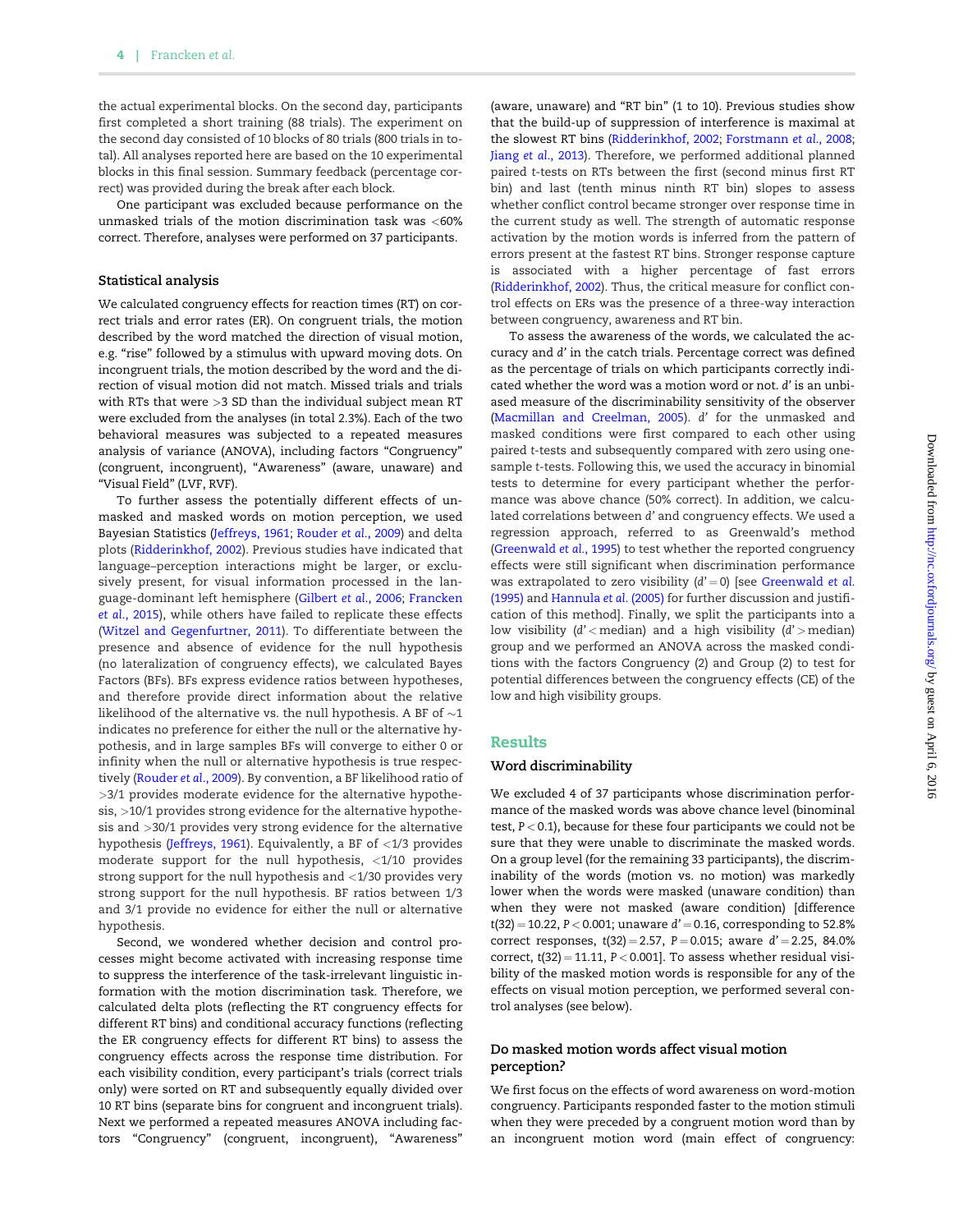the actual experimental blocks. On the second day, participants first completed a short training (88 trials). The experiment on the second day consisted of 10 blocks of 80 trials (800 trials in total). All analyses reported here are based on the 10 experimental blocks in this final session. Summary feedback (percentage correct) was provided during the break after each block.

One participant was excluded because performance on the unmasked trials of the motion discrimination task was <60% correct. Therefore, analyses were performed on 37 participants.

### Statistical analysis

We calculated congruency effects for reaction times (RT) on correct trials and error rates (ER). On congruent trials, the motion described by the word matched the direction of visual motion, e.g. "rise" followed by a stimulus with upward moving dots. On incongruent trials, the motion described by the word and the direction of visual motion did not match. Missed trials and trials with RTs that were >3 SD than the individual subject mean RT were excluded from the analyses (in total 2.3%). Each of the two behavioral measures was subjected to a repeated measures analysis of variance (ANOVA), including factors "Congruency" (congruent, incongruent), "Awareness" (aware, unaware) and "Visual Field" (LVF, RVF).

To further assess the potentially different effects of unmasked and masked words on motion perception, we used Bayesian Statistics (Jeffreys, 1961; Rouder *et al.*, 2009) and delta plots (Ridderinkhof, 2002). Previous studies have indicated that language–perception interactions might be larger, or exclusively present, for visual information processed in the language-dominant left hemisphere (Gilbert *et al.*, 2006; Francken *et al.*, 2015), while others have failed to replicate these effects (Witzel and Gegenfurtner, 2011). To differentiate between the presence and absence of evidence for the null hypothesis (no lateralization of congruency effects), we calculated Bayes Factors (BFs). BFs express evidence ratios between hypotheses, and therefore provide direct information about the relative likelihood of the alternative vs. the null hypothesis. A BF of ~1 indicates no preference for either the null or the alternative hypothesis, and in large samples BFs will converge to either 0 or infinity when the null or alternative hypothesis is true respectively (Rouder *et al.*, 2009). By convention, a BF likelihood ratio of >3/1 provides moderate evidence for the alternative hypothesis, >10/1 provides strong evidence for the alternative hypothesis and >30/1 provides very strong evidence for the alternative hypothesis (Jeffreys, 1961). Equivalently, a BF of <1/3 provides moderate support for the null hypothesis, <1/10 provides strong support for the null hypothesis and <1/30 provides very strong support for the null hypothesis. BF ratios between 1/3 and 3/1 provide no evidence for either the null or alternative hypothesis.

Second, we wondered whether decision and control processes might become activated with increasing response time to suppress the interference of the task-irrelevant linguistic information with the motion discrimination task. Therefore, we calculated delta plots (reflecting the RT congruency effects for different RT bins) and conditional accuracy functions (reflecting the ER congruency effects for different RT bins) to assess the congruency effects across the response time distribution. For each visibility condition, every participant's trials (correct trials only) were sorted on RT and subsequently equally divided over 10 RT bins (separate bins for congruent and incongruent trials). Next we performed a repeated measures ANOVA including factors "Congruency" (congruent, incongruent), "Awareness" (aware, unaware) and "RT bin" (1 to 10). Previous studies show that the build-up of suppression of interference is maximal at the slowest RT bins (Ridderinkhof, 2002; Forstmann *et al.*, 2008; Jiang *et al.*, 2013). Therefore, we performed additional planned paired *t*-tests on RTs between the first (second minus first RT bin) and last (tenth minus ninth RT bin) slopes to assess whether conflict control became stronger over response time in the current study as well. The strength of automatic response activation by the motion words is inferred from the pattern of errors present at the fastest RT bins. Stronger response capture is associated with a higher percentage of fast errors (Ridderinkhof, 2002). Thus, the critical measure for conflict control effects on ERs was the presence of a three-way interaction between congruency, awareness and RT bin.

To assess the awareness of the words, we calculated the accuracy and *d'* in the catch trials. Percentage correct was defined as the percentage of trials on which participants correctly indicated whether the word was a motion word or not. *d'* is an unbiased measure of the discriminability sensitivity of the observer (Macmillan and Creelman, 2005). *d'* for the unmasked and masked conditions were first compared to each other using paired *t*-tests and subsequently compared with zero using one-sample *t*-tests. Following this, we used the accuracy in binomial tests to determine for every participant whether the performance was above chance (50% correct). In addition, we calculated correlations between *d'* and congruency effects. We used a regression approach, referred to as Greenwald's method (Greenwald *et al.*, 1995) to test whether the reported congruency effects were still significant when discrimination performance was extrapolated to zero visibility ($d' = 0$) [see Greenwald *et al.* (1995) and Hannula *et al.* (2005) for further discussion and justification of this method]. Finally, we split the participants into a low visibility ($d' <$ median) and a high visibility ($d' >$ median) group and we performed an ANOVA across the masked conditions with the factors Congruency (2) and Group (2) to test for potential differences between the congruency effects (CE) of the low and high visibility groups.

## Results

### Word discriminability

We excluded 4 of 37 participants whose discrimination performance of the masked words was above chance level (binominal test, $P < 0.1$), because for these four participants we could not be sure that they were unable to discriminate the masked words. On a group level (for the remaining 33 participants), the discriminability of the words (motion vs. no motion) was markedly lower when the words were masked (unaware condition) than when they were not masked (aware condition) [difference $t(32) = 10.22$, $P < 0.001$; unaware $d' = 0.16$, corresponding to 52.8% correct responses, $t(32) = 2.57$, $P = 0.015$; aware $d' = 2.25$, 84.0% correct, $t(32) = 11.11$, $P < 0.001$]. To assess whether residual visibility of the masked motion words is responsible for any of the effects on visual motion perception, we performed several control analyses (see below).

### Do masked motion words affect visual motion perception?

We first focus on the effects of word awareness on word-motion congruency. Participants responded faster to the motion stimuli when they were preceded by a congruent motion word than by an incongruent motion word (main effect of congruency: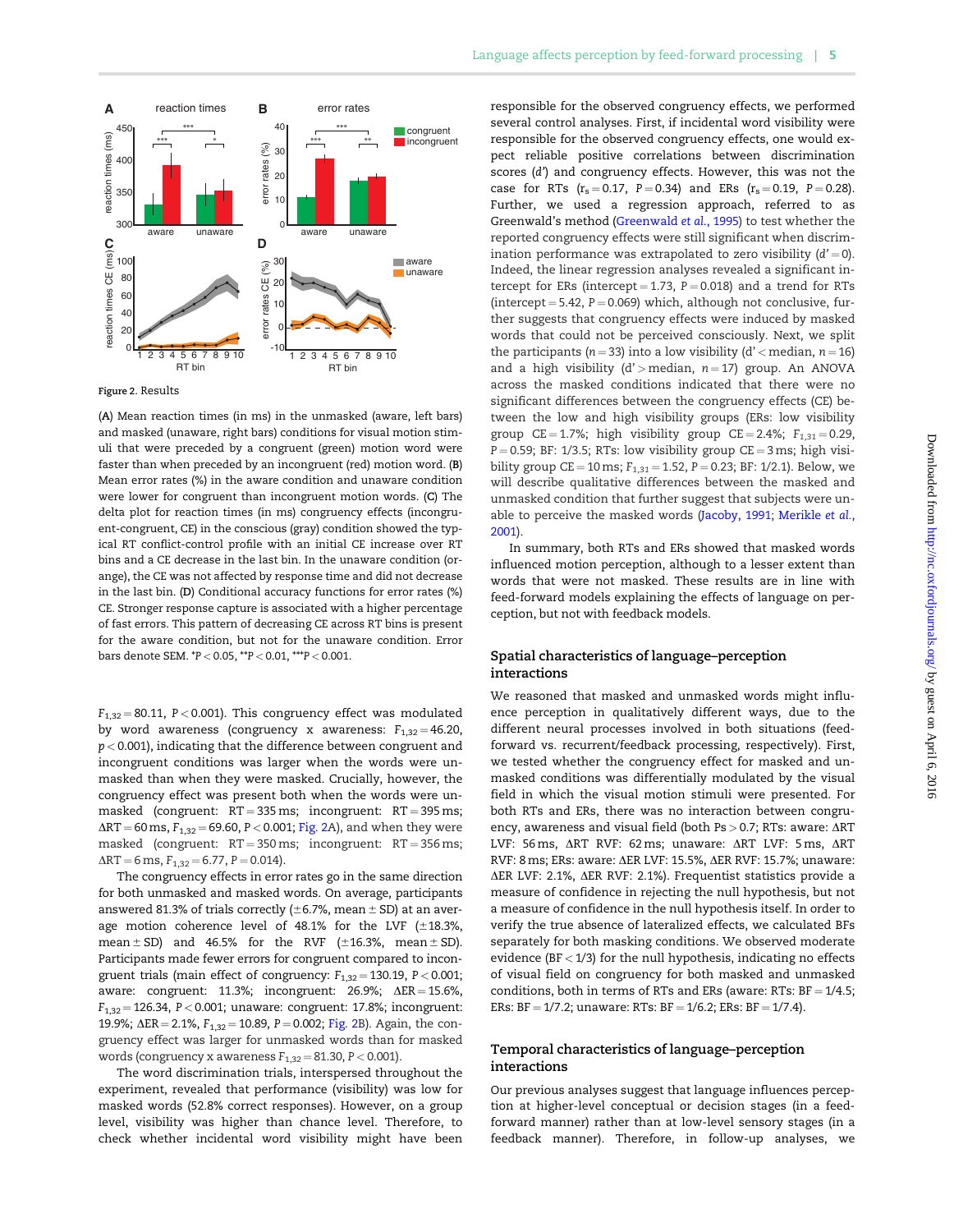Figure 2. Results

(A) Mean reaction times (in ms) in the unmasked (aware, left bars) and masked (unaware, right bars) conditions for visual motion stimuli that were preceded by a congruent (green) motion word were faster than when preceded by an incongruent (red) motion word. (B) Mean error rates (%) in the aware condition and unaware condition were lower for congruent than incongruent motion words. (C) The delta plot for reaction times (in ms) congruency effects (incongruent-congruent, CE) in the conscious (gray) condition showed the typical RT conflict-control profile with an initial CE increase over RT bins and a CE decrease in the last bin. In the unaware condition (orange), the CE was not affected by response time and did not decrease in the last bin. (D) Conditional accuracy functions for error rates (%) CE. Stronger response capture is associated with a higher percentage of fast errors. This pattern of decreasing CE across RT bins is present for the aware condition, but not for the unaware condition. Error bars denote SEM. \*P < 0.05, \*\*P < 0.01, \*\*\*P < 0.001.

$F_{1,32} = 80.11$, $P < 0.001$). This congruency effect was modulated by word awareness (congruency x awareness: $F_{1,32} = 46.20$, $p < 0.001$), indicating that the difference between congruent and incongruent conditions was larger when the words were unmasked than when they were masked. Crucially, however, the congruency effect was present both when the words were unmasked (congruent: RT = 335 ms; incongruent: RT = 395 ms; ΔRT = 60 ms, $F_{1,32} = 69.60$, $P < 0.001$; Fig. 2A), and when they were masked (congruent: RT = 350 ms; incongruent: RT = 356 ms; ΔRT = 6 ms, $F_{1,32} = 6.77$, $P = 0.014$).

The congruency effects in error rates go in the same direction for both unmasked and masked words. On average, participants answered 81.3% of trials correctly (±6.7%, mean ± SD) at an average motion coherence level of 48.1% for the LVF (±18.3%, mean ± SD) and 46.5% for the RVF (±16.3%, mean ± SD). Participants made fewer errors for congruent compared to incongruent trials (main effect of congruency: $F_{1,32} = 130.19$, $P < 0.001$; aware: congruent: 11.3%; incongruent: 26.9%; ΔER = 15.6%, $F_{1,32} = 126.34$, $P < 0.001$; unaware: congruent: 17.8%; incongruent: 19.9%; ΔER = 2.1%, $F_{1,32} = 10.89$, $P = 0.002$; Fig. 2B). Again, the congruency effect was larger for unmasked words than for masked words (congruency x awareness $F_{1,32} = 81.30$, $P < 0.001$).

The word discrimination trials, interspersed throughout the experiment, revealed that performance (visibility) was low for masked words (52.8% correct responses). However, on a group level, visibility was higher than chance level. Therefore, to check whether incidental word visibility might have been responsible for the observed congruency effects, we performed several control analyses. First, if incidental word visibility were responsible for the observed congruency effects, one would expect reliable positive correlations between discrimination scores ($d'$) and congruency effects. However, this was not the case for RTs ($r_s = 0.17$, $P = 0.34$) and ERs ($r_s = 0.19$, $P = 0.28$). Further, we used a regression approach, referred to as Greenwald's method (Greenwald *et al.*, 1995) to test whether the reported congruency effects were still significant when discrimination performance was extrapolated to zero visibility ($d' = 0$). Indeed, the linear regression analyses revealed a significant intercept for ERs (intercept = 1.73, $P = 0.018$) and a trend for RTs (intercept = 5.42, $P = 0.069$) which, although not conclusive, further suggests that congruency effects were induced by masked words that could not be perceived consciously. Next, we split the participants ($n = 33$) into a low visibility ($d' <$ median, $n = 16$) and a high visibility ($d' >$ median, $n = 17$) group. An ANOVA across the masked conditions indicated that there were no significant differences between the congruency effects (CE) between the low and high visibility groups (ERs: low visibility group CE = 1.7%; high visibility group CE = 2.4%; $F_{1,31} = 0.29$, $P = 0.59$; BF: 1/3.5; RTs: low visibility group CE = 3 ms; high visibility group CE = 10 ms; $F_{1,31} = 1.52$, $P = 0.23$; BF: 1/2.1). Below, we will describe qualitative differences between the masked and unmasked condition that further suggest that subjects were unable to perceive the masked words (Jacoby, 1991; Merikle *et al.*, 2001).

In summary, both RTs and ERs showed that masked words influenced motion perception, although to a lesser extent than words that were not masked. These results are in line with feed-forward models explaining the effects of language on perception, but not with feedback models.

## Spatial characteristics of language–perception interactions

We reasoned that masked and unmasked words might influence perception in qualitatively different ways, due to the different neural processes involved in both situations (feed-forward vs. recurrent/feedback processing, respectively). First, we tested whether the congruency effect for masked and unmasked conditions was differentially modulated by the visual field in which the visual motion stimuli were presented. For both RTs and ERs, there was no interaction between congruency, awareness and visual field (both Ps > 0.7; RTs: aware: ΔRT LVF: 56 ms, ΔRT RVF: 62 ms; unaware: ΔRT LVF: 5 ms, ΔRT RVF: 8 ms; ERs: aware: ΔER LVF: 15.5%, ΔER RVF: 15.7%; unaware: ΔER LVF: 2.1%, ΔER RVF: 2.1%). Frequentist statistics provide a measure of confidence in rejecting the null hypothesis, but not a measure of confidence in the null hypothesis itself. In order to verify the true absence of lateralized effects, we calculated BFs separately for both masking conditions. We observed moderate evidence (BF < 1/3) for the null hypothesis, indicating no effects of visual field on congruency for both masked and unmasked conditions, both in terms of RTs and ERs (aware: RTs: BF = 1/4.5; ERs: BF = 1/7.2; unaware: RTs: BF = 1/6.2; ERs: BF = 1/7.4).

## Temporal characteristics of language–perception interactions

Our previous analyses suggest that language influences perception at higher-level conceptual or decision stages (in a feed-forward manner) rather than at low-level sensory stages (in a feedback manner). Therefore, in follow-up analyses, we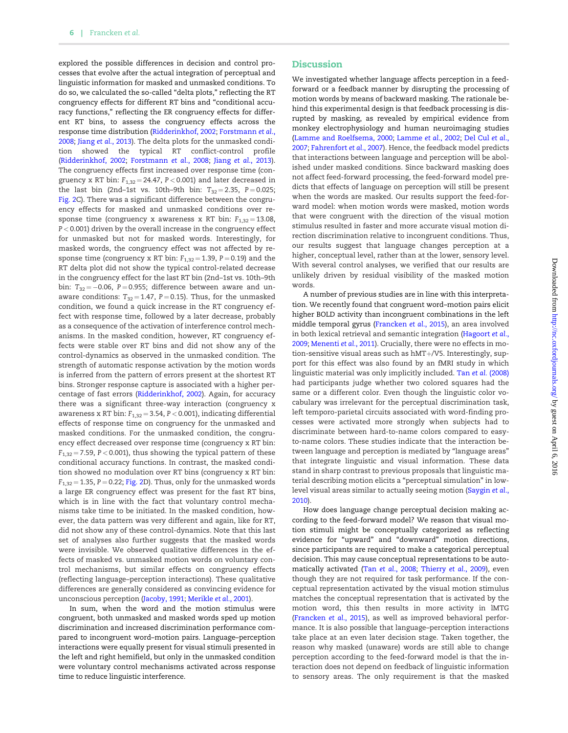explored the possible differences in decision and control processes that evolve after the actual integration of perceptual and linguistic information for masked and unmasked conditions. To do so, we calculated the so-called "delta plots," reflecting the RT congruency effects for different RT bins and "conditional accuracy functions," reflecting the ER congruency effects for different RT bins, to assess the congruency effects across the response time distribution (Ridderinkhof, 2002; Forstmann *et al.*, 2008; Jiang *et al.*, 2013). The delta plots for the unmasked condition showed the typical RT conflict-control profile (Ridderinkhof, 2002; Forstmann *et al.*, 2008; Jiang *et al.*, 2013). The congruency effects first increased over response time (congruency x RT bin: $F_{1,32} = 24.47$, $P < 0.001$) and later decreased in the last bin (2nd–1st vs. 10th–9th bin: $T_{32} = 2.35$, $P = 0.025$; Fig. 2C). There was a significant difference between the congruency effects for masked and unmasked conditions over response time (congruency x awareness x RT bin: $F_{1,32} = 13.08$, $P < 0.001$) driven by the overall increase in the congruency effect for unmasked but not for masked words. Interestingly, for masked words, the congruency effect was not affected by response time (congruency x RT bin: $F_{1,32} = 1.39$, $P = 0.19$) and the RT delta plot did not show the typical control-related decrease in the congruency effect for the last RT bin (2nd–1st vs. 10th–9th bin: $T_{32} = -0.06$, $P = 0.955$; difference between aware and unaware conditions: $T_{32} = 1.47$, $P = 0.15$). Thus, for the unmasked condition, we found a quick increase in the RT congruency effect with response time, followed by a later decrease, probably as a consequence of the activation of interference control mechanisms. In the masked condition, however, RT congruency effects were stable over RT bins and did not show any of the control-dynamics as observed in the unmasked condition. The strength of automatic response activation by the motion words is inferred from the pattern of errors present at the shortest RT bins. Stronger response capture is associated with a higher percentage of fast errors (Ridderinkhof, 2002). Again, for accuracy there was a significant three-way interaction (congruency x awareness x RT bin: $F_{1,32} = 3.54$, $P < 0.001$), indicating differential effects of response time on congruency for the unmasked and masked conditions. For the unmasked condition, the congruency effect decreased over response time (congruency x RT bin: $F_{1,32} = 7.59$, $P < 0.001$), thus showing the typical pattern of these conditional accuracy functions. In contrast, the masked condition showed no modulation over RT bins (congruency x RT bin: $F_{1,32} = 1.35$, $P = 0.22$; Fig. 2D). Thus, only for the unmasked words a large ER congruency effect was present for the fast RT bins, which is in line with the fact that voluntary control mechanisms take time to be initiated. In the masked condition, however, the data pattern was very different and again, like for RT, did not show any of these control-dynamics. Note that this last set of analyses also further suggests that the masked words were invisible. We observed qualitative differences in the effects of masked vs. unmasked motion words on voluntary control mechanisms, but similar effects on congruency effects (reflecting language–perception interactions). These qualitative differences are generally considered as convincing evidence for unconscious perception (Jacoby, 1991; Merikle *et al.*, 2001).

In sum, when the word and the motion stimulus were congruent, both unmasked and masked words sped up motion discrimination and increased discrimination performance compared to incongruent word–motion pairs. Language–perception interactions were equally present for visual stimuli presented in the left and right hemifield, but only in the unmasked condition were voluntary control mechanisms activated across response time to reduce linguistic interference.

## Discussion

We investigated whether language affects perception in a feed-forward or a feedback manner by disrupting the processing of motion words by means of backward masking. The rationale behind this experimental design is that feedback processing is disrupted by masking, as revealed by empirical evidence from monkey electrophysiology and human neuroimaging studies (Lamme and Roelfsema, 2000; Lamme *et al.*, 2002; Del Cul *et al.*, 2007; Fahrenfort *et al.*, 2007). Hence, the feedback model predicts that interactions between language and perception will be abolished under masked conditions. Since backward masking does not affect feed-forward processing, the feed-forward model predicts that effects of language on perception will still be present when the words are masked. Our results support the feed-forward model: when motion words were masked, motion words that were congruent with the direction of the visual motion stimulus resulted in faster and more accurate visual motion direction discrimination relative to incongruent conditions. Thus, our results suggest that language changes perception at a higher, conceptual level, rather than at the lower, sensory level. With several control analyses, we verified that our results are unlikely driven by residual visibility of the masked motion words.

A number of previous studies are in line with this interpretation. We recently found that congruent word–motion pairs elicit higher BOLD activity than incongruent combinations in the left middle temporal gyrus (Francken *et al.*, 2015), an area involved in both lexical retrieval and semantic integration (Hagoort *et al.*, 2009; Menenti *et al.*, 2011). Crucially, there were no effects in motion-sensitive visual areas such as hMT+/V5. Interestingly, support for this effect was also found by an fMRI study in which linguistic material was only implicitly included. Tan *et al.* (2008) had participants judge whether two colored squares had the same or a different color. Even though the linguistic color vocabulary was irrelevant for the perceptual discrimination task, left temporo-parietal circuits associated with word-finding processes were activated more strongly when subjects had to discriminate between hard-to-name colors compared to easy-to-name colors. These studies indicate that the interaction between language and perception is mediated by "language areas" that integrate linguistic and visual information. These data stand in sharp contrast to previous proposals that linguistic material describing motion elicits a "perceptual simulation" in low-level visual areas similar to actually seeing motion (Saygin *et al.*, 2010).

How does language change perceptual decision making according to the feed-forward model? We reason that visual motion stimuli might be conceptually categorized as reflecting evidence for "upward" and "downward" motion directions, since participants are required to make a categorical perceptual decision. This may cause conceptual representations to be automatically activated (Tan *et al.*, 2008; Thierry *et al.*, 2009), even though they are not required for task performance. If the conceptual representation activated by the visual motion stimulus matches the conceptual representation that is activated by the motion word, this then results in more activity in lMTG (Francken *et al.*, 2015), as well as improved behavioral performance. It is also possible that language–perception interactions take place at an even later decision stage. Taken together, the reason why masked (unaware) words are still able to change perception according to the feed-forward model is that the interaction does not depend on feedback of linguistic information to sensory areas. The only requirement is that the masked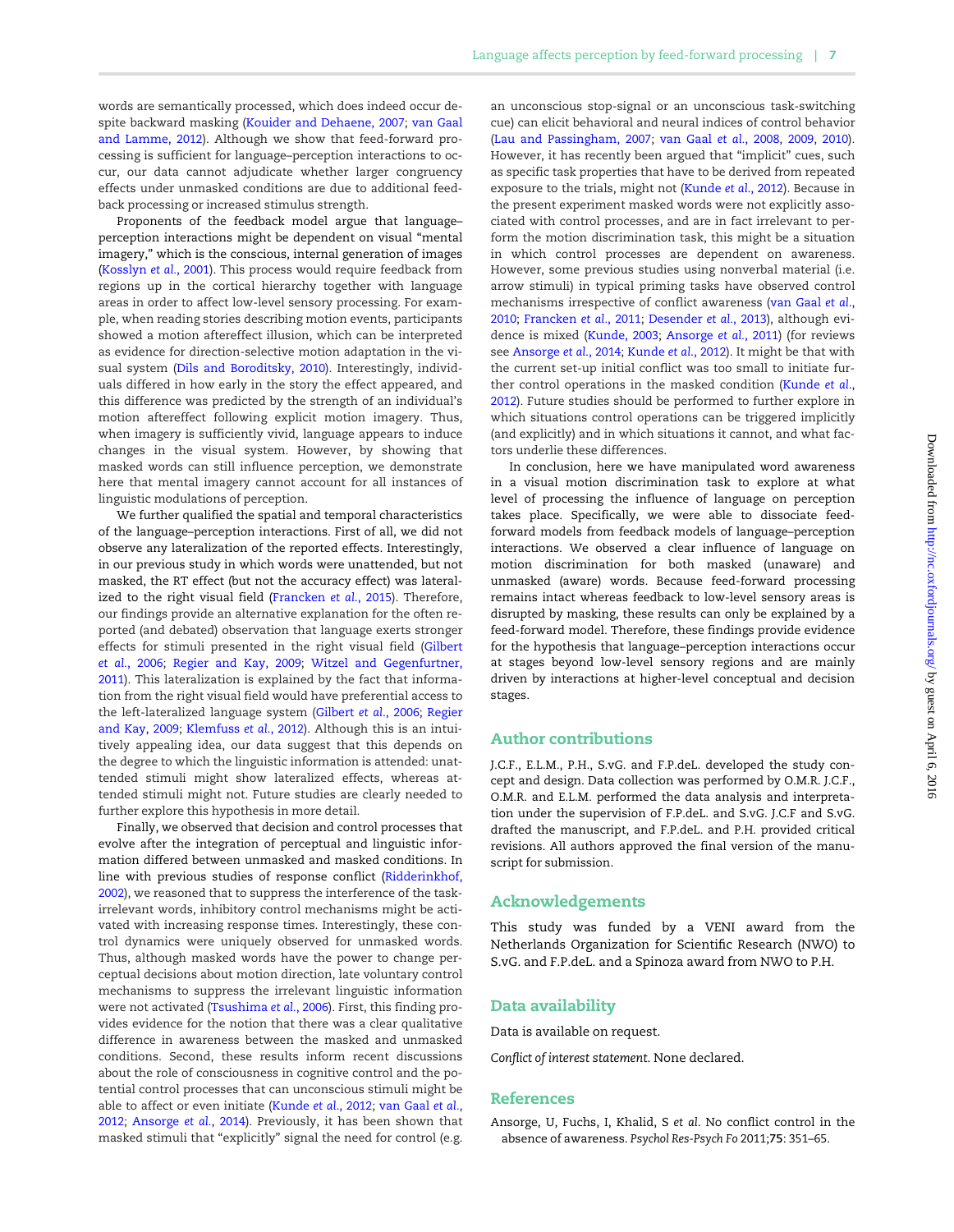words are semantically processed, which does indeed occur despite backward masking (Kouider and Dehaene, 2007; van Gaal and Lamme, 2012). Although we show that feed-forward processing is sufficient for language–perception interactions to occur, our data cannot adjudicate whether larger congruency effects under unmasked conditions are due to additional feedback processing or increased stimulus strength.

Proponents of the feedback model argue that language–perception interactions might be dependent on visual "mental imagery," which is the conscious, internal generation of images (Kosslyn *et al.*, 2001). This process would require feedback from regions up in the cortical hierarchy together with language areas in order to affect low-level sensory processing. For example, when reading stories describing motion events, participants showed a motion aftereffect illusion, which can be interpreted as evidence for direction-selective motion adaptation in the visual system (Dils and Boroditsky, 2010). Interestingly, individuals differed in how early in the story the effect appeared, and this difference was predicted by the strength of an individual's motion aftereffect following explicit motion imagery. Thus, when imagery is sufficiently vivid, language appears to induce changes in the visual system. However, by showing that masked words can still influence perception, we demonstrate here that mental imagery cannot account for all instances of linguistic modulations of perception.

We further qualified the spatial and temporal characteristics of the language–perception interactions. First of all, we did not observe any lateralization of the reported effects. Interestingly, in our previous study in which words were unattended, but not masked, the RT effect (but not the accuracy effect) was lateralized to the right visual field (Francken *et al.*, 2015). Therefore, our findings provide an alternative explanation for the often reported (and debated) observation that language exerts stronger effects for stimuli presented in the right visual field (Gilbert *et al.*, 2006; Regier and Kay, 2009; Witzel and Gegenfurtner, 2011). This lateralization is explained by the fact that information from the right visual field would have preferential access to the left-lateralized language system (Gilbert *et al.*, 2006; Regier and Kay, 2009; Klemfuss *et al.*, 2012). Although this is an intuitively appealing idea, our data suggest that this depends on the degree to which the linguistic information is attended: unattended stimuli might show lateralized effects, whereas attended stimuli might not. Future studies are clearly needed to further explore this hypothesis in more detail.

Finally, we observed that decision and control processes that evolve after the integration of perceptual and linguistic information differed between unmasked and masked conditions. In line with previous studies of response conflict (Ridderinkhof, 2002), we reasoned that to suppress the interference of the task-irrelevant words, inhibitory control mechanisms might be activated with increasing response times. Interestingly, these control dynamics were uniquely observed for unmasked words. Thus, although masked words have the power to change perceptual decisions about motion direction, late voluntary control mechanisms to suppress the irrelevant linguistic information were not activated (Tsushima *et al.*, 2006). First, this finding provides evidence for the notion that there was a clear qualitative difference in awareness between the masked and unmasked conditions. Second, these results inform recent discussions about the role of consciousness in cognitive control and the potential control processes that can unconscious stimuli might be able to affect or even initiate (Kunde *et al.*, 2012; van Gaal *et al.*, 2012; Ansorge *et al.*, 2014). Previously, it has been shown that masked stimuli that "explicitly" signal the need for control (e.g. an unconscious stop-signal or an unconscious task-switching cue) can elicit behavioral and neural indices of control behavior (Lau and Passingham, 2007; van Gaal *et al.*, 2008, 2009, 2010). However, it has recently been argued that "implicit" cues, such as specific task properties that have to be derived from repeated exposure to the trials, might not (Kunde *et al.*, 2012). Because in the present experiment masked words were not explicitly associated with control processes, and are in fact irrelevant to perform the motion discrimination task, this might be a situation in which control processes are dependent on awareness. However, some previous studies using nonverbal material (i.e. arrow stimuli) in typical priming tasks have observed control mechanisms irrespective of conflict awareness (van Gaal *et al.*, 2010; Francken *et al.*, 2011; Desender *et al.*, 2013), although evidence is mixed (Kunde, 2003; Ansorge *et al.*, 2011) (for reviews see Ansorge *et al.*, 2014; Kunde *et al.*, 2012). It might be that with the current set-up initial conflict was too small to initiate further control operations in the masked condition (Kunde *et al.*, 2012). Future studies should be performed to further explore in which situations control operations can be triggered implicitly (and explicitly) and in which situations it cannot, and what factors underlie these differences.

In conclusion, here we have manipulated word awareness in a visual motion discrimination task to explore at what level of processing the influence of language on perception takes place. Specifically, we were able to dissociate feed-forward models from feedback models of language–perception interactions. We observed a clear influence of language on motion discrimination for both masked (unaware) and unmasked (aware) words. Because feed-forward processing remains intact whereas feedback to low-level sensory areas is disrupted by masking, these results can only be explained by a feed-forward model. Therefore, these findings provide evidence for the hypothesis that language–perception interactions occur at stages beyond low-level sensory regions and are mainly driven by interactions at higher-level conceptual and decision stages.

## Author contributions

J.C.F., E.L.M., P.H., S.vG. and F.P.deL. developed the study concept and design. Data collection was performed by O.M.R. J.C.F., O.M.R. and E.L.M. performed the data analysis and interpretation under the supervision of F.P.deL. and S.vG. J.C.F and S.vG. drafted the manuscript, and F.P.deL. and P.H. provided critical revisions. All authors approved the final version of the manuscript for submission.

## Acknowledgements

This study was funded by a VENI award from the Netherlands Organization for Scientific Research (NWO) to S.vG. and F.P.deL. and a Spinoza award from NWO to P.H.

## Data availability

Data is available on request.

*Conflict of interest statement.* None declared.

## References

Ansorge, U, Fuchs, I, Khalid, S *et al.* No conflict control in the absence of awareness. *Psychol Res-Psych Fo* 2011;**75**: 351–65.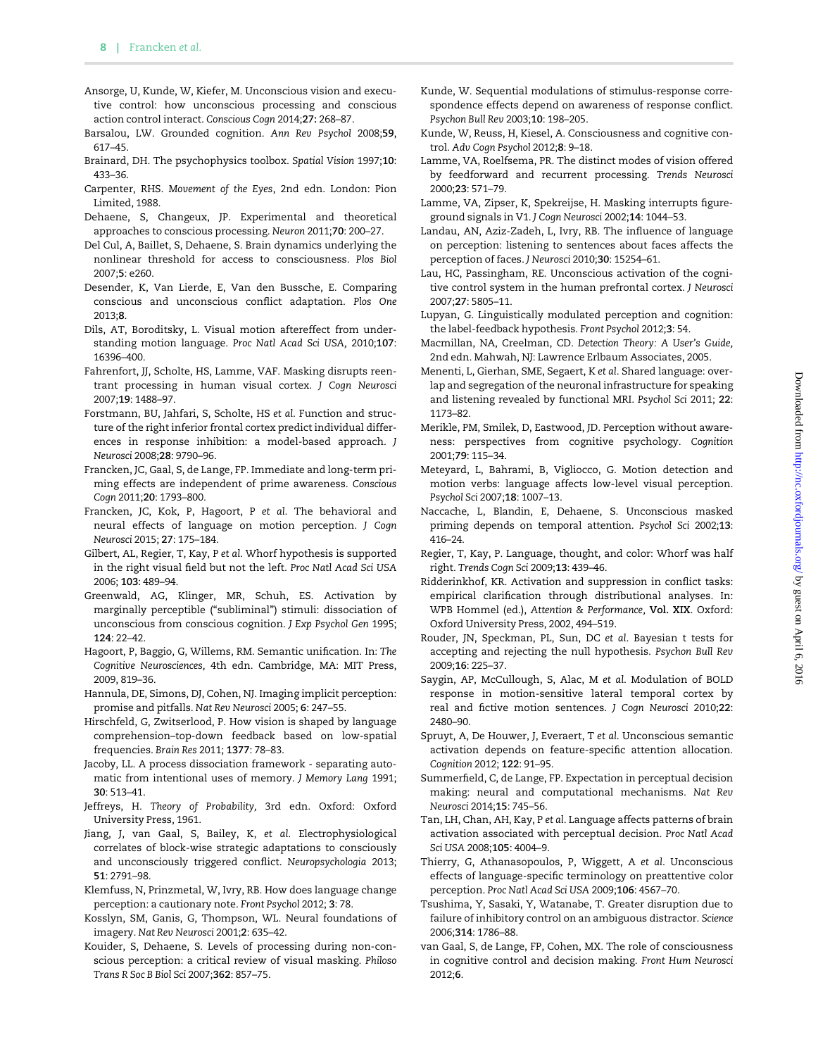Ansorge, U, Kunde, W, Kiefer, M. Unconscious vision and executive control: how unconscious processing and conscious action control interact. *Conscious Cogn* 2014;**27:** 268–87.

Barsalou, LW. Grounded cognition. *Ann Rev Psychol* 2008;**59**, 617–45.

Brainard, DH. The psychophysics toolbox. *Spatial Vision* 1997;**10**: 433–36.

Carpenter, RHS. *Movement of the Eyes*, 2nd edn. London: Pion Limited, 1988.

Dehaene, S, Changeux, JP. Experimental and theoretical approaches to conscious processing. *Neuron* 2011;**70**: 200–27.

Del Cul, A, Baillet, S, Dehaene, S. Brain dynamics underlying the nonlinear threshold for access to consciousness. *Plos Biol* 2007;**5**: e260.

Desender, K, Van Lierde, E, Van den Bussche, E. Comparing conscious and unconscious conflict adaptation. *Plos One* 2013;**8**.

Dils, AT, Boroditsky, L. Visual motion aftereffect from understanding motion language. *Proc Natl Acad Sci USA,* 2010;**107**: 16396–400.

Fahrenfort, JJ, Scholte, HS, Lamme, VAF. Masking disrupts reentrant processing in human visual cortex. *J Cogn Neurosci* 2007;**19**: 1488–97.

Forstmann, BU, Jahfari, S, Scholte, HS *et al.* Function and structure of the right inferior frontal cortex predict individual differences in response inhibition: a model-based approach. *J Neurosci* 2008;**28**: 9790–96.

Francken, JC, Gaal, S, de Lange, FP. Immediate and long-term priming effects are independent of prime awareness. *Conscious Cogn* 2011;**20**: 1793–800.

Francken, JC, Kok, P, Hagoort, P *et al.* The behavioral and neural effects of language on motion perception. *J Cogn Neurosci* 2015; **27**: 175–184.

Gilbert, AL, Regier, T, Kay, P *et al.* Whorf hypothesis is supported in the right visual field but not the left. *Proc Natl Acad Sci USA* 2006; **103**: 489–94.

Greenwald, AG, Klinger, MR, Schuh, ES. Activation by marginally perceptible ("subliminal") stimuli: dissociation of unconscious from conscious cognition. *J Exp Psychol Gen* 1995; **124**: 22–42.

Hagoort, P, Baggio, G, Willems, RM. Semantic unification. In: *The Cognitive Neurosciences,* 4th edn. Cambridge, MA: MIT Press, 2009, 819–36.

Hannula, DE, Simons, DJ, Cohen, NJ. Imaging implicit perception: promise and pitfalls. *Nat Rev Neurosci* 2005; **6**: 247–55.

Hirschfeld, G, Zwitserlood, P. How vision is shaped by language comprehension–top-down feedback based on low-spatial frequencies. *Brain Res* 2011; **1377**: 78–83.

Jacoby, LL. A process dissociation framework - separating automatic from intentional uses of memory. *J Memory Lang* 1991; **30**: 513–41.

Jeffreys, H. *Theory of Probability,* 3rd edn. Oxford: Oxford University Press, 1961.

Jiang, J, van Gaal, S, Bailey, K, *et al.* Electrophysiological correlates of block-wise strategic adaptations to consciously and unconsciously triggered conflict. *Neuropsychologia* 2013; **51**: 2791–98.

Klemfuss, N, Prinzmetal, W, Ivry, RB. How does language change perception: a cautionary note. *Front Psychol* 2012; **3**: 78.

Kosslyn, SM, Ganis, G, Thompson, WL. Neural foundations of imagery. *Nat Rev Neurosci* 2001;**2**: 635–42.

Kouider, S, Dehaene, S. Levels of processing during non-conscious perception: a critical review of visual masking. *Philoso Trans R Soc B Biol Sci* 2007;**362**: 857–75.

Kunde, W. Sequential modulations of stimulus-response correspondence effects depend on awareness of response conflict. *Psychon Bull Rev* 2003;**10**: 198–205.

Kunde, W, Reuss, H, Kiesel, A. Consciousness and cognitive control. *Adv Cogn Psychol* 2012;**8**: 9–18.

Lamme, VA, Roelfsema, PR. The distinct modes of vision offered by feedforward and recurrent processing. *Trends Neurosci* 2000;**23**: 571–79.

Lamme, VA, Zipser, K, Spekreijse, H. Masking interrupts figure-ground signals in V1. *J Cogn Neurosci* 2002;**14**: 1044–53.

Landau, AN, Aziz-Zadeh, L, Ivry, RB. The influence of language on perception: listening to sentences about faces affects the perception of faces. *J Neurosci* 2010;**30**: 15254–61.

Lau, HC, Passingham, RE. Unconscious activation of the cognitive control system in the human prefrontal cortex. *J Neurosci* 2007;**27**: 5805–11.

Lupyan, G. Linguistically modulated perception and cognition: the label-feedback hypothesis. *Front Psychol* 2012;**3**: 54.

Macmillan, NA, Creelman, CD. *Detection Theory: A User's Guide,* 2nd edn. Mahwah, NJ: Lawrence Erlbaum Associates, 2005.

Menenti, L, Gierhan, SME, Segaert, K *et al.* Shared language: overlap and segregation of the neuronal infrastructure for speaking and listening revealed by functional MRI. *Psychol Sci* 2011; **22**: 1173–82.

Merikle, PM, Smilek, D, Eastwood, JD. Perception without awareness: perspectives from cognitive psychology. *Cognition* 2001;**79**: 115–34.

Meteyard, L, Bahrami, B, Vigliocco, G. Motion detection and motion verbs: language affects low-level visual perception. *Psychol Sci* 2007;**18**: 1007–13.

Naccache, L, Blandin, E, Dehaene, S. Unconscious masked priming depends on temporal attention. *Psychol Sci* 2002;**13**: 416–24.

Regier, T, Kay, P. Language, thought, and color: Whorf was half right. *Trends Cogn Sci* 2009;**13**: 439–46.

Ridderinkhof, KR. Activation and suppression in conflict tasks: empirical clarification through distributional analyses. In: WPB Hommel (ed.), *Attention & Performance*, **Vol. XIX**. Oxford: Oxford University Press, 2002, 494–519.

Rouder, JN, Speckman, PL, Sun, DC *et al.* Bayesian t tests for accepting and rejecting the null hypothesis. *Psychon Bull Rev* 2009;**16**: 225–37.

Saygin, AP, McCullough, S, Alac, M *et al.* Modulation of BOLD response in motion-sensitive lateral temporal cortex by real and fictive motion sentences. *J Cogn Neurosci* 2010;**22**: 2480–90.

Spruyt, A, De Houwer, J, Everaert, T *et al.* Unconscious semantic activation depends on feature-specific attention allocation. *Cognition* 2012; **122**: 91–95.

Summerfield, C, de Lange, FP. Expectation in perceptual decision making: neural and computational mechanisms. *Nat Rev Neurosci* 2014;**15**: 745–56.

Tan, LH, Chan, AH, Kay, P *et al.* Language affects patterns of brain activation associated with perceptual decision. *Proc Natl Acad Sci USA* 2008;**105**: 4004–9.

Thierry, G, Athanasopoulos, P, Wiggett, A *et al.* Unconscious effects of language-specific terminology on preattentive color perception. *Proc Natl Acad Sci USA* 2009;**106**: 4567–70.

Tsushima, Y, Sasaki, Y, Watanabe, T. Greater disruption due to failure of inhibitory control on an ambiguous distractor. *Science* 2006;**314**: 1786–88.

van Gaal, S, de Lange, FP, Cohen, MX. The role of consciousness in cognitive control and decision making. *Front Hum Neurosci* 2012;**6**.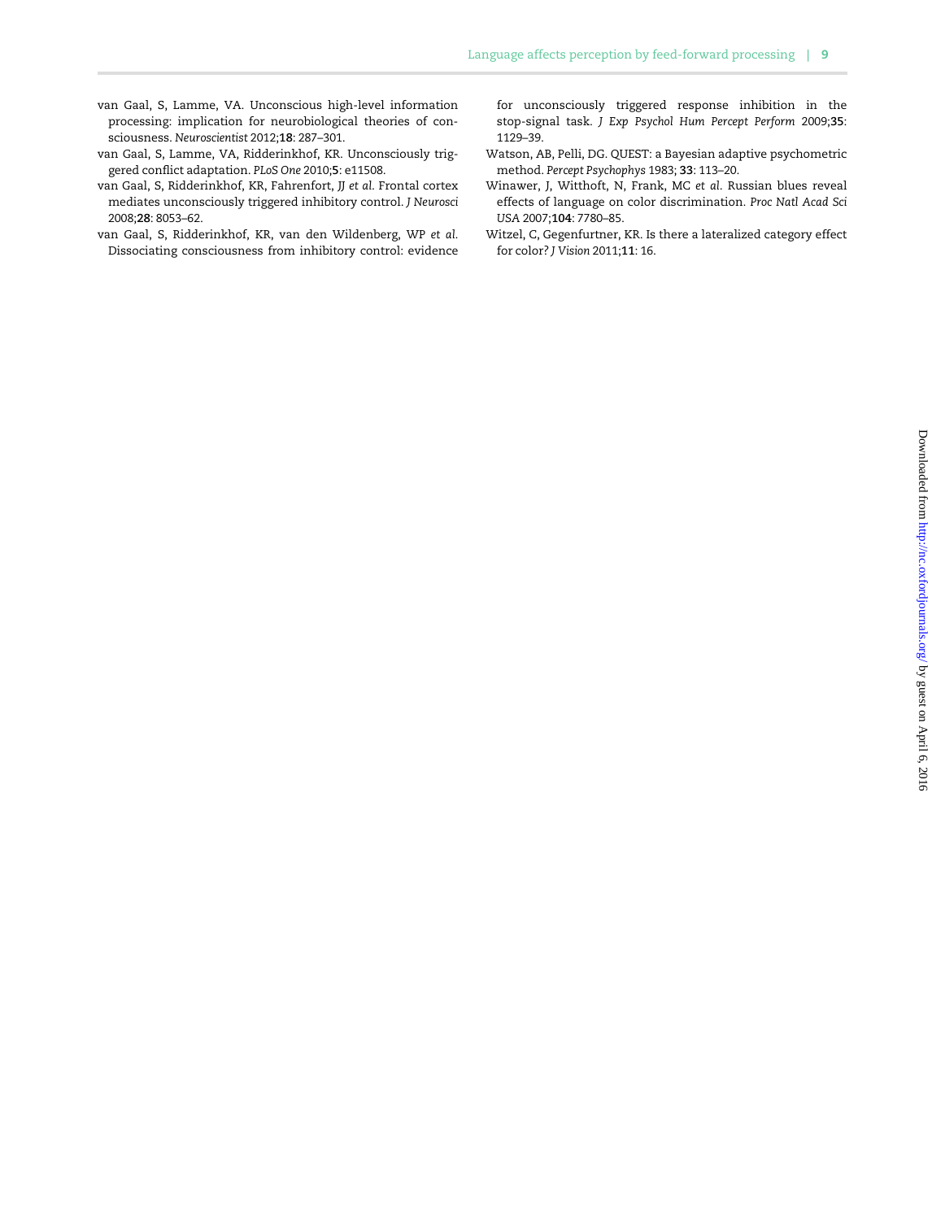van Gaal, S, Lamme, VA. Unconscious high-level information processing: implication for neurobiological theories of consciousness. *Neuroscientist* 2012;**18**: 287–301.

van Gaal, S, Lamme, VA, Ridderinkhof, KR. Unconsciously triggered conflict adaptation. *PLoS One* 2010;**5**: e11508.

van Gaal, S, Ridderinkhof, KR, Fahrenfort, JJ *et al.* Frontal cortex mediates unconsciously triggered inhibitory control. *J Neurosci* 2008;**28**: 8053–62.

van Gaal, S, Ridderinkhof, KR, van den Wildenberg, WP *et al.* Dissociating consciousness from inhibitory control: evidence for unconsciously triggered response inhibition in the stop-signal task. *J Exp Psychol Hum Percept Perform* 2009;**35**: 1129–39.

Watson, AB, Pelli, DG. QUEST: a Bayesian adaptive psychometric method. *Percept Psychophys* 1983; **33**: 113–20.

Winawer, J, Witthoft, N, Frank, MC *et al.* Russian blues reveal effects of language on color discrimination. *Proc Natl Acad Sci USA* 2007;**104**: 7780–85.

Witzel, C, Gegenfurtner, KR. Is there a lateralized category effect for color? *J Vision* 2011;**11**: 16.